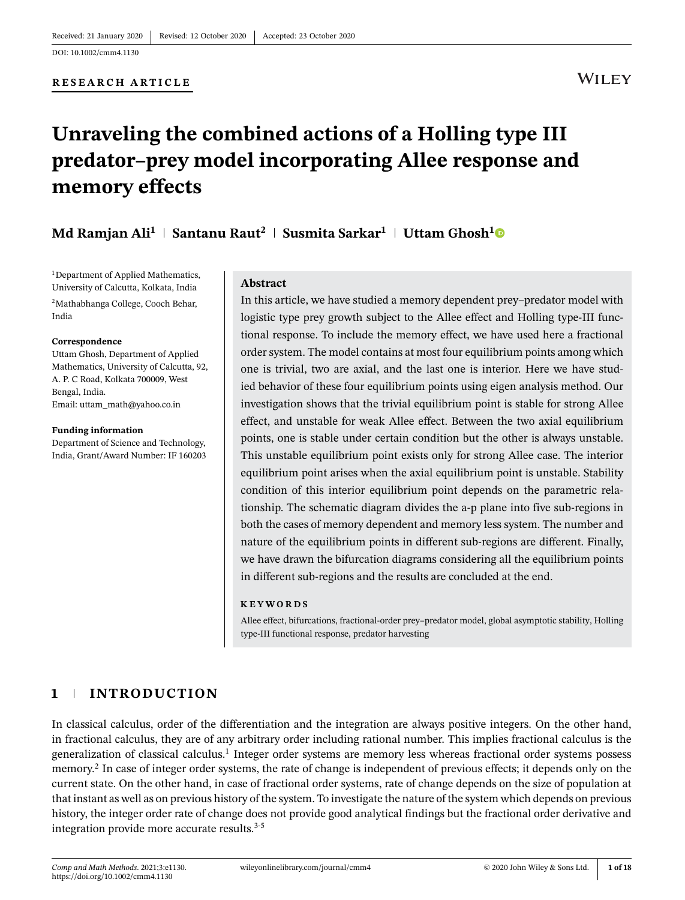Received: 21 January 2020 | Revised: 12 October 2020 | Accepted: 23 October 2020

DOI: 10.1002/cmm4.1130

**RESEARCH ARTICLE**

# Unraveling the combined actions of a Holling type III predator–prey model incorporating Allee response and memory effects

**Md Ramjan Ali[1] | Santanu Raut[2] | Susmita Sarkar[1] | Uttam Ghosh[1]**

[1]Department of Applied Mathematics, University of Calcutta, Kolkata, India

[2]Mathabhanga College, Cooch Behar, India

**Correspondence**

Uttam Ghosh, Department of Applied Mathematics, University of Calcutta, 92, A. P. C Road, Kolkata 700009, West Bengal, India.
Email: uttam_math@yahoo.co.in

**Funding information**

Department of Science and Technology, India, Grant/Award Number: IF 160203

## Abstract

In this article, we have studied a memory dependent prey–predator model with logistic type prey growth subject to the Allee effect and Holling type-III functional response. To include the memory effect, we have used here a fractional order system. The model contains at most four equilibrium points among which one is trivial, two are axial, and the last one is interior. Here we have studied behavior of these four equilibrium points using eigen analysis method. Our investigation shows that the trivial equilibrium point is stable for strong Allee effect, and unstable for weak Allee effect. Between the two axial equilibrium points, one is stable under certain condition but the other is always unstable. This unstable equilibrium point exists only for strong Allee case. The interior equilibrium point arises when the axial equilibrium point is unstable. Stability condition of this interior equilibrium point depends on the parametric relationship. The schematic diagram divides the a-p plane into five sub-regions in both the cases of memory dependent and memory less system. The number and nature of the equilibrium points in different sub-regions are different. Finally, we have drawn the bifurcation diagrams considering all the equilibrium points in different sub-regions and the results are concluded at the end.

**KEYWORDS**

Allee effect, bifurcations, fractional-order prey–predator model, global asymptotic stability, Holling type-III functional response, predator harvesting

## 1 | INTRODUCTION

In classical calculus, order of the differentiation and the integration are always positive integers. On the other hand, in fractional calculus, they are of any arbitrary order including rational number. This implies fractional calculus is the generalization of classical calculus.[1] Integer order systems are memory less whereas fractional order systems possess memory.[2] In case of integer order systems, the rate of change is independent of previous effects; it depends only on the current state. On the other hand, in case of fractional order systems, rate of change depends on the size of population at that instant as well as on previous history of the system. To investigate the nature of the system which depends on previous history, the integer order rate of change does not provide good analytical findings but the fractional order derivative and integration provide more accurate results.[3-5]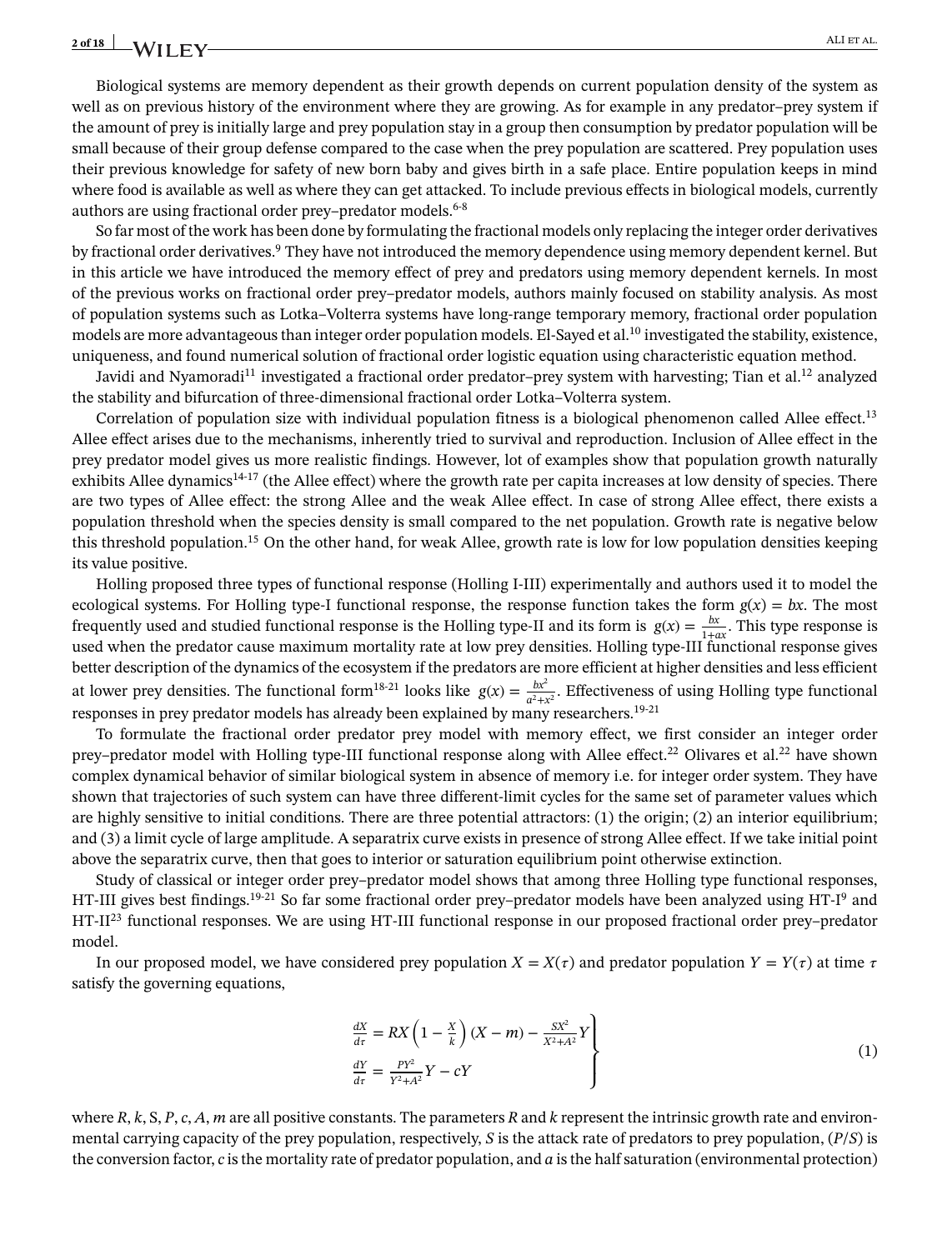Biological systems are memory dependent as their growth depends on current population density of the system as well as on previous history of the environment where they are growing. As for example in any predator–prey system if the amount of prey is initially large and prey population stay in a group then consumption by predator population will be small because of their group defense compared to the case when the prey population are scattered. Prey population uses their previous knowledge for safety of new born baby and gives birth in a safe place. Entire population keeps in mind where food is available as well as where they can get attacked. To include previous effects in biological models, currently authors are using fractional order prey–predator models.[6-8]

So far most of the work has been done by formulating the fractional models only replacing the integer order derivatives by fractional order derivatives.[9] They have not introduced the memory dependence using memory dependent kernel. But in this article we have introduced the memory effect of prey and predators using memory dependent kernels. In most of the previous works on fractional order prey–predator models, authors mainly focused on stability analysis. As most of population systems such as Lotka–Volterra systems have long-range temporary memory, fractional order population models are more advantageous than integer order population models. El-Sayed et al.[10] investigated the stability, existence, uniqueness, and found numerical solution of fractional order logistic equation using characteristic equation method.

Javidi and Nyamoradi[11] investigated a fractional order predator–prey system with harvesting; Tian et al.[12] analyzed the stability and bifurcation of three-dimensional fractional order Lotka–Volterra system.

Correlation of population size with individual population fitness is a biological phenomenon called Allee effect.[13] Allee effect arises due to the mechanisms, inherently tried to survival and reproduction. Inclusion of Allee effect in the prey predator model gives us more realistic findings. However, lot of examples show that population growth naturally exhibits Allee dynamics[14-17] (the Allee effect) where the growth rate per capita increases at low density of species. There are two types of Allee effect: the strong Allee and the weak Allee effect. In case of strong Allee effect, there exists a population threshold when the species density is small compared to the net population. Growth rate is negative below this threshold population.[15] On the other hand, for weak Allee, growth rate is low for low population densities keeping its value positive.

Holling proposed three types of functional response (Holling I-III) experimentally and authors used it to model the ecological systems. For Holling type-I functional response, the response function takes the form $g(x) = bx$. The most frequently used and studied functional response is the Holling type-II and its form is $g(x) = \frac{bx}{1+ax}$. This type response is used when the predator cause maximum mortality rate at low prey densities. Holling type-III functional response gives better description of the dynamics of the ecosystem if the predators are more efficient at higher densities and less efficient at lower prey densities. The functional form[18-21] looks like $g(x) = \frac{bx^2}{a^2+x^2}$. Effectiveness of using Holling type functional responses in prey predator models has already been explained by many researchers.[19-21]

To formulate the fractional order predator prey model with memory effect, we first consider an integer order prey–predator model with Holling type-III functional response along with Allee effect.[22] Olivares et al.[22] have shown complex dynamical behavior of similar biological system in absence of memory i.e. for integer order system. They have shown that trajectories of such system can have three different-limit cycles for the same set of parameter values which are highly sensitive to initial conditions. There are three potential attractors: (1) the origin; (2) an interior equilibrium; and (3) a limit cycle of large amplitude. A separatrix curve exists in presence of strong Allee effect. If we take initial point above the separatrix curve, then that goes to interior or saturation equilibrium point otherwise extinction.

Study of classical or integer order prey–predator model shows that among three Holling type functional responses, HT-III gives best findings.[19-21] So far some fractional order prey–predator models have been analyzed using HT-I[9] and HT-II[23] functional responses. We are using HT-III functional response in our proposed fractional order prey–predator model.

In our proposed model, we have considered prey population $X = X(\tau)$ and predator population $Y = Y(\tau)$ at time $\tau$ satisfy the governing equations,

$$\left.\begin{aligned} \frac{dX}{d\tau} &= RX\left(1 - \frac{X}{k}\right)(X - m) - \frac{SX^2}{X^2+A^2}Y \\ \frac{dY}{d\tau} &= \frac{PY^2}{Y^2+A^2}Y - cY \end{aligned}\right\} \tag{1}$$

where $R, k, S, P, c, A, m$ are all positive constants. The parameters $R$ and $k$ represent the intrinsic growth rate and environmental carrying capacity of the prey population, respectively, $S$ is the attack rate of predators to prey population, $(P/S)$ is the conversion factor, $c$ is the mortality rate of predator population, and $a$ is the half saturation (environmental protection)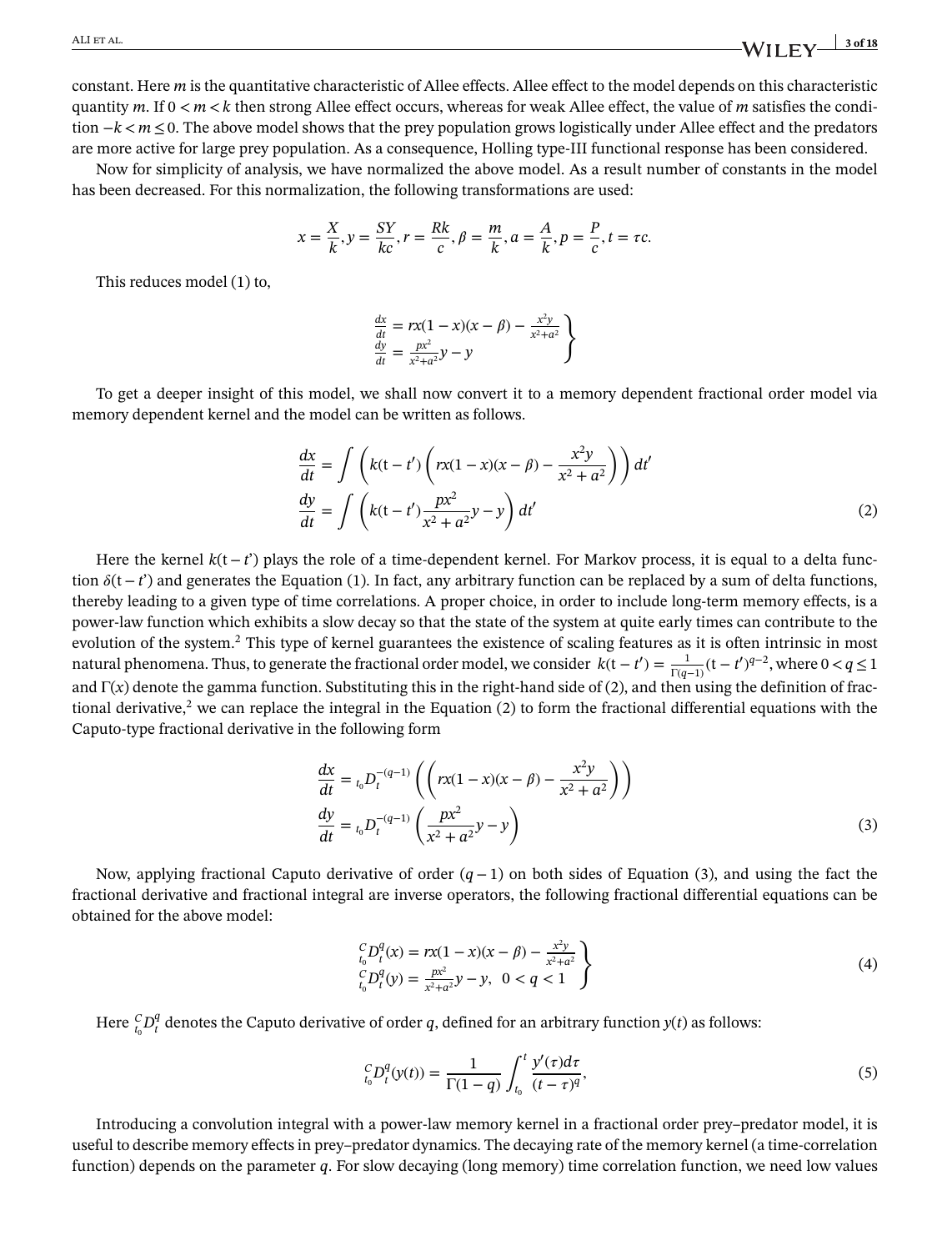constant. Here $m$ is the quantitative characteristic of Allee effects. Allee effect to the model depends on this characteristic quantity $m$. If $0 < m < k$ then strong Allee effect occurs, whereas for weak Allee effect, the value of $m$ satisfies the condition $-k < m \leq 0$. The above model shows that the prey population grows logistically under Allee effect and the predators are more active for large prey population. As a consequence, Holling type-III functional response has been considered.

Now for simplicity of analysis, we have normalized the above model. As a result number of constants in the model has been decreased. For this normalization, the following transformations are used:

$$x = \frac{X}{k}, y = \frac{SY}{kc}, r = \frac{Rk}{c}, \beta = \frac{m}{k}, a = \frac{A}{k}, p = \frac{P}{c}, t = \tau c.$$

This reduces model (1) to,

$$\left.\begin{aligned} \frac{dx}{dt} &= rx(1-x)(x-\beta) - \frac{x^2 y}{x^2+a^2} \\ \frac{dy}{dt} &= \frac{px^2}{x^2+a^2}y - y \end{aligned}\right\}$$

To get a deeper insight of this model, we shall now convert it to a memory dependent fractional order model via memory dependent kernel and the model can be written as follows.

$$\begin{aligned} \frac{dx}{dt} &= \int \left( k(\mathrm{t}-t') \left( rx(1-x)(x-\beta) - \frac{x^2 y}{x^2+a^2} \right) \right) dt' \\ \frac{dy}{dt} &= \int \left( k(\mathrm{t}-t') \frac{px^2}{x^2+a^2} y - y \right) dt' \end{aligned} \tag{2}$$

Here the kernel $k(\mathrm{t}-t')$ plays the role of a time-dependent kernel. For Markov process, it is equal to a delta function $\delta(\mathrm{t}-t')$ and generates the Equation (1). In fact, any arbitrary function can be replaced by a sum of delta functions, thereby leading to a given type of time correlations. A proper choice, in order to include long-term memory effects, is a power-law function which exhibits a slow decay so that the state of the system at quite early times can contribute to the evolution of the system.[2] This type of kernel guarantees the existence of scaling features as it is often intrinsic in most natural phenomena. Thus, to generate the fractional order model, we consider $k(\mathrm{t}-t') = \frac{1}{\Gamma(q-1)}(\mathrm{t}-t')^{q-2}$, where $0 < q \leq 1$ and $\Gamma(x)$ denote the gamma function. Substituting this in the right-hand side of (2), and then using the definition of fractional derivative,[2] we can replace the integral in the Equation (2) to form the fractional differential equations with the Caputo-type fractional derivative in the following form

$$\begin{aligned} \frac{dx}{dt} &= {}_{t_0}D_t^{-(q-1)} \left( \left( rx(1-x)(x-\beta) - \frac{x^2 y}{x^2+a^2} \right) \right) \\ \frac{dy}{dt} &= {}_{t_0}D_t^{-(q-1)} \left( \frac{px^2}{x^2+a^2} y - y \right) \end{aligned} \tag{3}$$

Now, applying fractional Caputo derivative of order $(q-1)$ on both sides of Equation (3), and using the fact the fractional derivative and fractional integral are inverse operators, the following fractional differential equations can be obtained for the above model:

$$\left.\begin{aligned} {}_{t_0}^{C}D_t^q(x) &= rx(1-x)(x-\beta) - \frac{x^2 y}{x^2+a^2} \\ {}_{t_0}^{C}D_t^q(y) &= \frac{px^2}{x^2+a^2}y - y, \quad 0 < q < 1 \end{aligned}\right\} \tag{4}$$

Here ${}_{t_0}^{C}D_t^q$ denotes the Caputo derivative of order $q$, defined for an arbitrary function $y(t)$ as follows:

$${}_{t_0}^{C}D_t^q(y(t)) = \frac{1}{\Gamma(1-q)} \int_{t_0}^{t} \frac{y'(\tau)d\tau}{(t-\tau)^q}, \tag{5}$$

Introducing a convolution integral with a power-law memory kernel in a fractional order prey–predator model, it is useful to describe memory effects in prey–predator dynamics. The decaying rate of the memory kernel (a time-correlation function) depends on the parameter $q$. For slow decaying (long memory) time correlation function, we need low values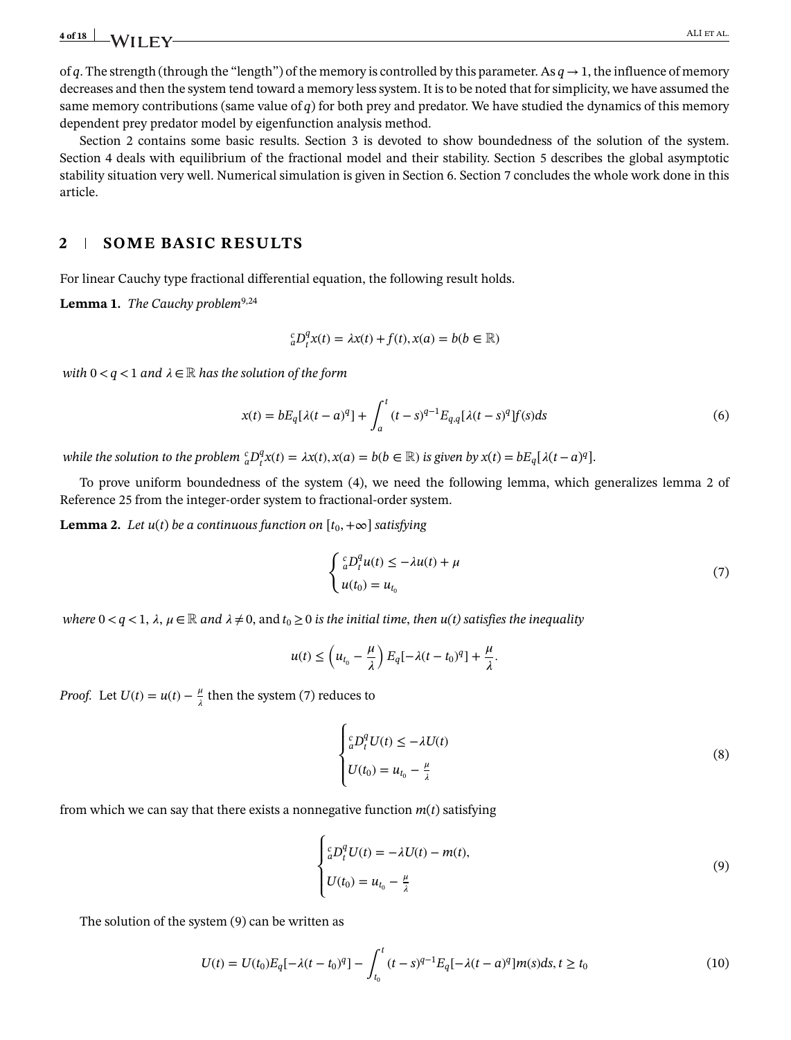of $q$. The strength (through the "length") of the memory is controlled by this parameter. As $q \to 1$, the influence of memory decreases and then the system tend toward a memory less system. It is to be noted that for simplicity, we have assumed the same memory contributions (same value of $q$) for both prey and predator. We have studied the dynamics of this memory dependent prey predator model by eigenfunction analysis method.

Section 2 contains some basic results. Section 3 is devoted to show boundedness of the solution of the system. Section 4 deals with equilibrium of the fractional model and their stability. Section 5 describes the global asymptotic stability situation very well. Numerical simulation is given in Section 6. Section 7 concludes the whole work done in this article.

## 2 | SOME BASIC RESULTS

For linear Cauchy type fractional differential equation, the following result holds.

**Lemma 1.** *The Cauchy problem*[9,24]

$$ {}_{a}^{c}D_{t}^{q}x(t) = \lambda x(t) + f(t), x(a) = b(b \in \mathbb{R}) $$

*with* $0 < q < 1$ *and* $\lambda \in \mathbb{R}$ *has the solution of the form*

$$ x(t) = bE_q[\lambda(t-a)^q] + \int_a^t (t-s)^{q-1}E_{q,q}[\lambda(t-s)^q]f(s)ds \tag{6} $$

*while the solution to the problem* ${}_{a}^{c}D_{t}^{q}x(t) = \lambda x(t), x(a) = b(b \in \mathbb{R})$ *is given by* $x(t) = bE_q[\lambda(t-a)^q]$.

To prove uniform boundedness of the system (4), we need the following lemma, which generalizes lemma 2 of Reference 25 from the integer-order system to fractional-order system.

**Lemma 2.** *Let* $u(t)$ *be a continuous function on* $[t_0, +\infty]$ *satisfying*

$$ \begin{cases} {}_{a}^{c}D_{t}^{q}u(t) \leq -\lambda u(t) + \mu \\ u(t_0) = u_{t_0} \end{cases} \tag{7} $$

*where* $0 < q < 1$, $\lambda, \mu \in \mathbb{R}$ *and* $\lambda \neq 0$, and $t_0 \geq 0$ *is the initial time, then* $u(t)$ *satisfies the inequality*

$$ u(t) \leq \left(u_{t_0} - \frac{\mu}{\lambda}\right) E_q[-\lambda(t-t_0)^q] + \frac{\mu}{\lambda}. $$

*Proof.* Let $U(t) = u(t) - \frac{\mu}{\lambda}$ then the system (7) reduces to

$$ \begin{cases} {}_{a}^{c}D_{t}^{q}U(t) \leq -\lambda U(t) \\ U(t_0) = u_{t_0} - \frac{\mu}{\lambda} \end{cases} \tag{8} $$

from which we can say that there exists a nonnegative function $m(t)$ satisfying

$$ \begin{cases} {}_{a}^{c}D_{t}^{q}U(t) = -\lambda U(t) - m(t), \\ U(t_0) = u_{t_0} - \frac{\mu}{\lambda} \end{cases} \tag{9} $$

The solution of the system (9) can be written as

$$ U(t) = U(t_0)E_q[-\lambda(t-t_0)^q] - \int_{t_0}^t (t-s)^{q-1}E_q[-\lambda(t-a)^q]m(s)ds, t \geq t_0 \tag{10} $$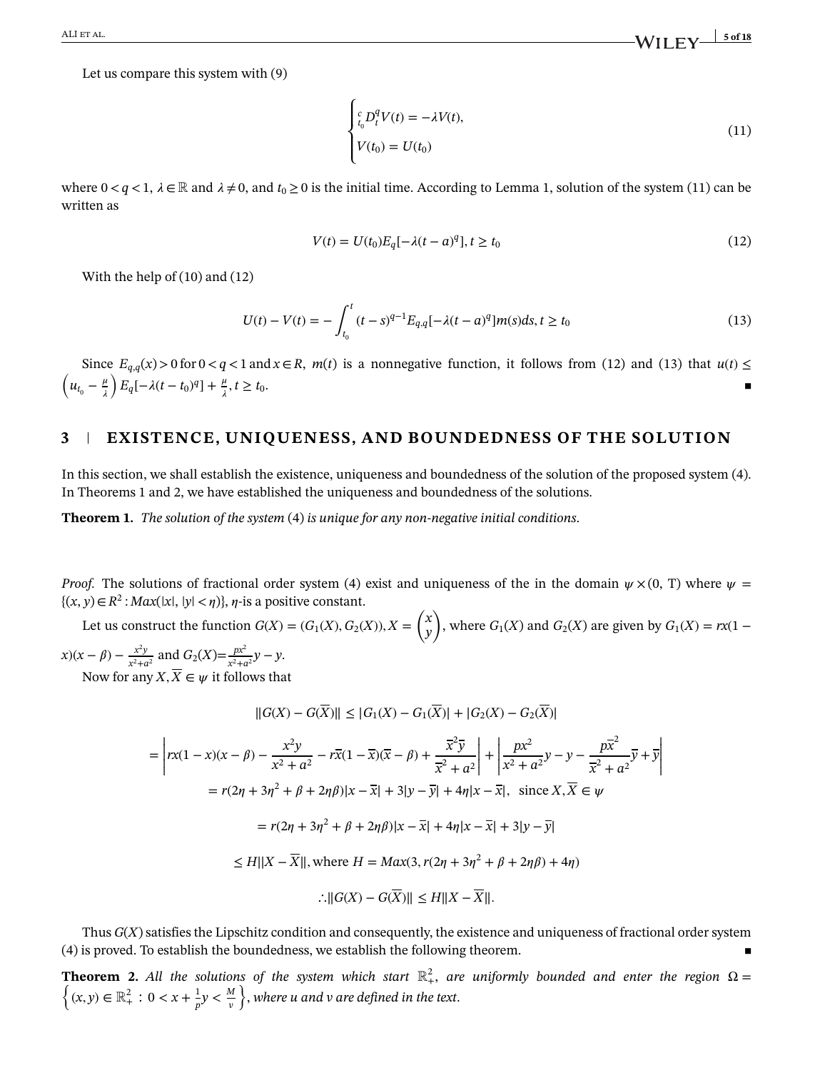Let us compare this system with (9)

$$
\begin{cases} {}_{t_0}^{c}D_t^q V(t) = -\lambda V(t), \\ V(t_0) = U(t_0) \end{cases} \tag{11}
$$

where $0 < q < 1$, $\lambda \in \mathbb{R}$ and $\lambda \neq 0$, and $t_0 \geq 0$ is the initial time. According to Lemma 1, solution of the system (11) can be written as

$$
V(t) = U(t_0) E_q[-\lambda(t-a)^q], t \geq t_0 \tag{12}
$$

With the help of (10) and (12)

$$
U(t) - V(t) = -\int_{t_0}^{t} (t-s)^{q-1} E_{q,q}[-\lambda(t-a)^q] m(s) ds, t \geq t_0 \tag{13}
$$

Since $E_{q,q}(x) > 0$ for $0 < q < 1$ and $x \in R$, $m(t)$ is a nonnegative function, it follows from (12) and (13) that $u(t) \leq \left(u_{t_0} - \frac{\mu}{\lambda}\right) E_q[-\lambda(t-t_0)^q] + \frac{\mu}{\lambda}, t \geq t_0$. ∎

## 3 | EXISTENCE, UNIQUENESS, AND BOUNDEDNESS OF THE SOLUTION

In this section, we shall establish the existence, uniqueness and boundedness of the solution of the proposed system (4). In Theorems 1 and 2, we have established the uniqueness and boundedness of the solutions.

**Theorem 1.** *The solution of the system* (4) *is unique for any non-negative initial conditions.*

*Proof.* The solutions of fractional order system (4) exist and uniqueness of the in the domain $\psi \times (0, \text{T})$ where $\psi = \{(x, y) \in R^2 : Max(|x|, |y| < \eta)\}$, $\eta$-is a positive constant.

Let us construct the function $G(X) = (G_1(X), G_2(X)), X = \begin{pmatrix} x \\ y \end{pmatrix}$, where $G_1(X)$ and $G_2(X)$ are given by $G_1(X) = rx(1-x)(x-\beta) - \frac{x^2 y}{x^2+a^2}$ and $G_2(X) = \frac{px^2}{x^2+a^2}y - y$.

Now for any $X, \overline{X} \in \psi$ it follows that

$$
\|G(X) - G(\overline{X})\| \leq |G_1(X) - G_1(\overline{X})| + |G_2(X) - G_2(\overline{X})|
$$

$$
= \left| rx(1-x)(x-\beta) - \frac{x^2 y}{x^2+a^2} - r\overline{x}(1-\overline{x})(\overline{x}-\beta) + \frac{\overline{x}^2 \overline{y}}{\overline{x}^2+a^2} \right| + \left| \frac{px^2}{x^2+a^2}y - y - \frac{p\overline{x}^2}{\overline{x}^2+a^2}\overline{y} + \overline{y} \right|
$$

$$
= r(2\eta + 3\eta^2 + \beta + 2\eta\beta)|x - \overline{x}| + 3|y - \overline{y}| + 4\eta|x - \overline{x}|, \text{ since } X, \overline{X} \in \psi
$$

$$
= r(2\eta + 3\eta^2 + \beta + 2\eta\beta)|x - \overline{x}| + 4\eta|x - \overline{x}| + 3|y - \overline{y}|
$$

$$
\leq H\|X - \overline{X}\|, \text{where } H = Max(3, r(2\eta + 3\eta^2 + \beta + 2\eta\beta) + 4\eta)
$$

$$
\therefore \|G(X) - G(\overline{X})\| \leq H\|X - \overline{X}\|.
$$

Thus $G(X)$ satisfies the Lipschitz condition and consequently, the existence and uniqueness of fractional order system (4) is proved. To establish the boundedness, we establish the following theorem. ∎

**Theorem 2.** *All the solutions of the system which start $\mathbb{R}_+^2$, are uniformly bounded and enter the region $\Omega = \left\{(x, y) \in \mathbb{R}_+^2 : 0 < x + \frac{1}{p}y < \frac{M}{v}\right\}$, where u and v are defined in the text.*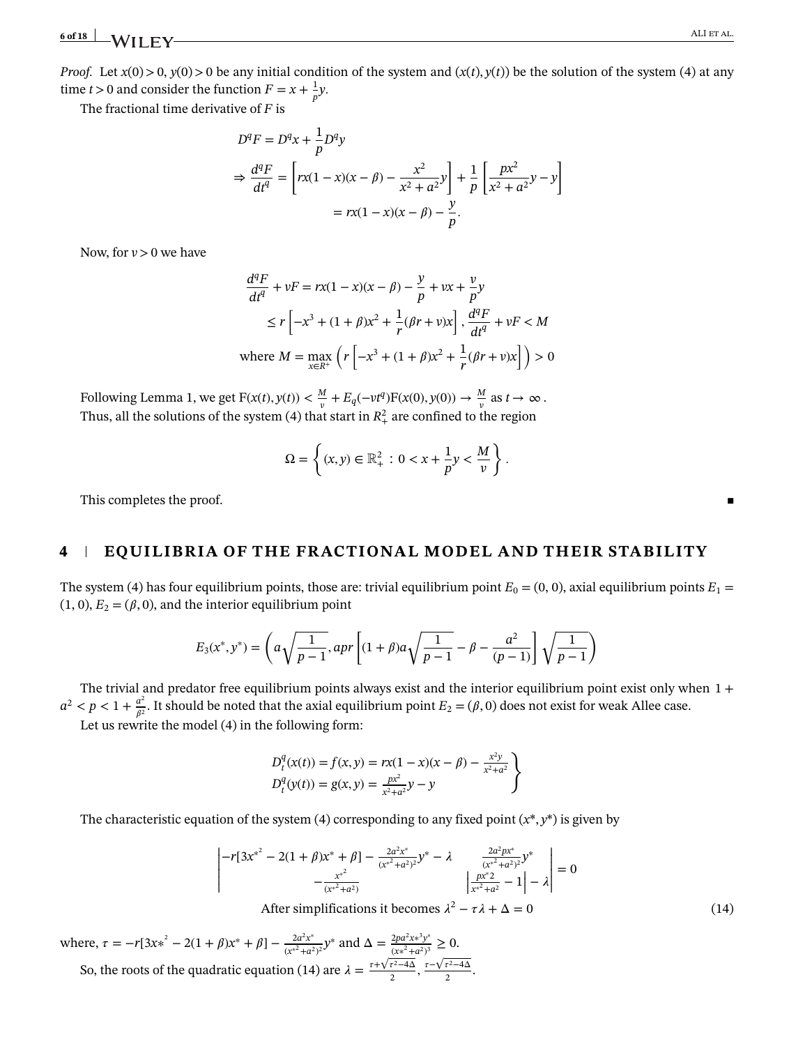*Proof.* Let $x(0) > 0$, $y(0) > 0$ be any initial condition of the system and $(x(t), y(t))$ be the solution of the system (4) at any time $t > 0$ and consider the function $F = x + \frac{1}{p}y$.

The fractional time derivative of $F$ is

$$D^qF = D^qx + \frac{1}{p}D^qy$$
$$\Rightarrow \frac{d^qF}{dt^q} = \left[rx(1-x)(x-\beta) - \frac{x^2}{x^2+a^2}y\right] + \frac{1}{p}\left[\frac{px^2}{x^2+a^2}y - y\right]$$
$$= rx(1-x)(x-\beta) - \frac{y}{p}.$$

Now, for $v > 0$ we have

$$\frac{d^qF}{dt^q} + vF = rx(1-x)(x-\beta) - \frac{y}{p} + vx + \frac{v}{p}y$$
$$\leq r\left[-x^3 + (1+\beta)x^2 + \frac{1}{r}(\beta r + v)x\right], \; \frac{d^qF}{dt^q} + vF < M$$
$$\text{where } M = \max_{x \in R^+}\left(r\left[-x^3 + (1+\beta)x^2 + \frac{1}{r}(\beta r + v)x\right]\right) > 0$$

Following Lemma 1, we get $F(x(t), y(t)) < \frac{M}{v} + E_q(-vt^q)F(x(0), y(0)) \to \frac{M}{v}$ as $t \to \infty$.
Thus, all the solutions of the system (4) that start in $R_+^2$ are confined to the region

$$\Omega = \left\{(x, y) \in \mathbb{R}_+^2 \, : \, 0 < x + \frac{1}{p}y < \frac{M}{v}\right\}.$$

This completes the proof. ∎

## 4 | EQUILIBRIA OF THE FRACTIONAL MODEL AND THEIR STABILITY

The system (4) has four equilibrium points, those are: trivial equilibrium point $E_0 = (0, 0)$, axial equilibrium points $E_1 = (1, 0)$, $E_2 = (\beta, 0)$, and the interior equilibrium point

$$E_3(x^*, y^*) = \left(a\sqrt{\frac{1}{p-1}}, apr\left[(1+\beta)a\sqrt{\frac{1}{p-1}} - \beta - \frac{a^2}{(p-1)}\right]\sqrt{\frac{1}{p-1}}\right)$$

The trivial and predator free equilibrium points always exist and the interior equilibrium point exist only when $1 + a^2 < p < 1 + \frac{a^2}{\beta^2}$. It should be noted that the axial equilibrium point $E_2 = (\beta, 0)$ does not exist for weak Allee case.

Let us rewrite the model (4) in the following form:

$$\left.\begin{aligned} D_t^q(x(t)) &= f(x,y) = rx(1-x)(x-\beta) - \frac{x^2y}{x^2+a^2} \\ D_t^q(y(t)) &= g(x,y) = \frac{px^2}{x^2+a^2}y - y \end{aligned}\right\}$$

The characteristic equation of the system (4) corresponding to any fixed point $(x^*, y^*)$ is given by

$$\begin{vmatrix} -r[3x^{*^2} - 2(1+\beta)x^* + \beta] - \frac{2a^2x^*}{(x^{*^2}+a^2)^2}y^* - \lambda & \frac{2a^2px^*}{(x^{*^2}+a^2)^2}y^* \\ -\frac{x^{*^2}}{(x^{*^2}+a^2)} & \left|\frac{px^*2}{x^{*^2}+a^2} - 1\right| - \lambda \end{vmatrix} = 0$$

After simplifications it becomes $\lambda^2 - \tau\lambda + \Delta = 0$ (14)

where, $\tau = -r[3x*^2 - 2(1+\beta)x^* + \beta] - \frac{2a^2x^*}{(x^{*^2}+a^2)^2}y^*$ and $\Delta = \frac{2pa^2x*^3y^*}{(x*^2+a^2)^3} \geq 0$.

So, the roots of the quadratic equation (14) are $\lambda = \frac{\tau+\sqrt{\tau^2-4\Delta}}{2}, \frac{\tau-\sqrt{\tau^2-4\Delta}}{2}$.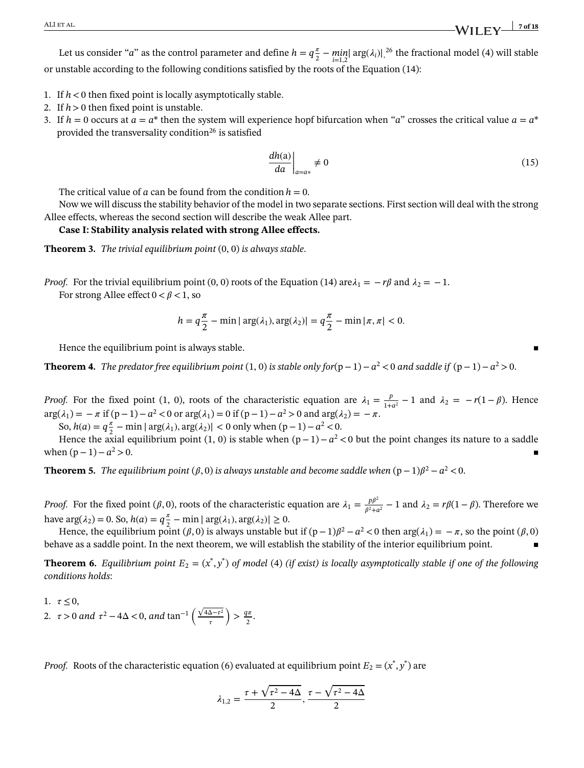Let us consider "$a$" as the control parameter and define $h = q\frac{\pi}{2} - \min_{i=1,2} |\arg(\lambda_i)|$,[26] the fractional model (4) will stable or unstable according to the following conditions satisfied by the roots of the Equation (14):

1. If $h < 0$ then fixed point is locally asymptotically stable.
2. If $h > 0$ then fixed point is unstable.
3. If $h = 0$ occurs at $a = a^*$ then the system will experience hopf bifurcation when "$a$" crosses the critical value $a = a^*$ provided the transversality condition[26] is satisfied

$$\left.\frac{dh(\mathrm{a})}{da}\right|_{a=a*} \neq 0 \tag{15}$$

The critical value of $a$ can be found from the condition $h = 0$.

Now we will discuss the stability behavior of the model in two separate sections. First section will deal with the strong Allee effects, whereas the second section will describe the weak Allee part.

**Case I: Stability analysis related with strong Allee effects.**

**Theorem 3.** *The trivial equilibrium point* $(0, 0)$ *is always stable*.

*Proof.* For the trivial equilibrium point $(0, 0)$ roots of the Equation (14) are $\lambda_1 = -r\beta$ and $\lambda_2 = -1$.

For strong Allee effect $0 < \beta < 1$, so

$$h = q\frac{\pi}{2} - \min|\arg(\lambda_1), \arg(\lambda_2)| = q\frac{\pi}{2} - \min|\pi, \pi| < 0.$$

Hence the equilibrium point is always stable. ∎

**Theorem 4.** *The predator free equilibrium point* $(1, 0)$ *is stable only for* $(\mathrm{p}-1) - a^2 < 0$ *and saddle if* $(\mathrm{p}-1) - a^2 > 0$.

*Proof.* For the fixed point $(1, 0)$, roots of the characteristic equation are $\lambda_1 = \frac{p}{1+a^2} - 1$ and $\lambda_2 = -r(1-\beta)$. Hence $\arg(\lambda_1) = -\pi$ if $(\mathrm{p}-1) - a^2 < 0$ or $\arg(\lambda_1) = 0$ if $(\mathrm{p}-1) - a^2 > 0$ and $\arg(\lambda_2) = -\pi$.

So, $h(a) = q\frac{\pi}{2} - \min|\arg(\lambda_1), \arg(\lambda_2)| < 0$ only when $(\mathrm{p}-1) - a^2 < 0$.

Hence the axial equilibrium point $(1, 0)$ is stable when $(\mathrm{p}-1) - a^2 < 0$ but the point changes its nature to a saddle when $(\mathrm{p}-1) - a^2 > 0$. ∎

**Theorem 5.** *The equilibrium point* $(\beta, 0)$ *is always unstable and become saddle when* $(\mathrm{p}-1)\beta^2 - a^2 < 0$.

*Proof.* For the fixed point $(\beta, 0)$, roots of the characteristic equation are $\lambda_1 = \frac{p\beta^2}{\beta^2+a^2} - 1$ and $\lambda_2 = r\beta(1-\beta)$. Therefore we have $\arg(\lambda_2) = 0$. So, $h(a) = q\frac{\pi}{2} - \min|\arg(\lambda_1), \arg(\lambda_2)| \geq 0$.

Hence, the equilibrium point $(\beta, 0)$ is always unstable but if $(\mathrm{p}-1)\beta^2 - a^2 < 0$ then $\arg(\lambda_1) = -\pi$, so the point $(\beta, 0)$ behave as a saddle point. In the next theorem, we will establish the stability of the interior equilibrium point. ∎

**Theorem 6.** *Equilibrium point* $E_2 = (x^*, y^*)$ *of model* (4) *(if exist) is locally asymptotically stable if one of the following conditions holds*:

1. $\tau \leq 0$,
2. $\tau > 0$ *and* $\tau^2 - 4\Delta < 0$, *and* $\tan^{-1}\left(\frac{\sqrt{4\Delta - \tau^2}}{\tau}\right) > \frac{q\pi}{2}$.

*Proof.* Roots of the characteristic equation (6) evaluated at equilibrium point $E_2 = (x^*, y^*)$ are

$$\lambda_{1,2} = \frac{\tau + \sqrt{\tau^2 - 4\Delta}}{2}, \frac{\tau - \sqrt{\tau^2 - 4\Delta}}{2}$$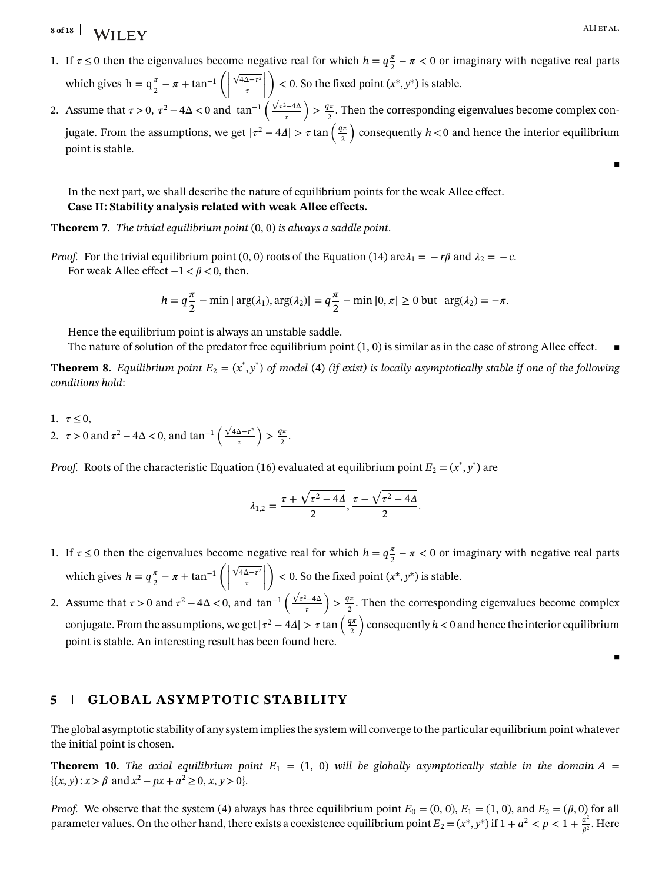1. If $\tau \leq 0$ then the eigenvalues become negative real for which $h = q\frac{\pi}{2} - \pi < 0$ or imaginary with negative real parts which gives $\text{h} = \text{q}\frac{\pi}{2} - \pi + \tan^{-1}\left(\left|\frac{\sqrt{4\Delta-\tau^2}}{\tau}\right|\right) < 0$. So the fixed point $(x^*, y^*)$ is stable.
2. Assume that $\tau > 0$, $\tau^2 - 4\Delta < 0$ and $\tan^{-1}\left(\frac{\sqrt{\tau^2-4\Delta}}{\tau}\right) > \frac{q\pi}{2}$. Then the corresponding eigenvalues become complex conjugate. From the assumptions, we get $|\tau^2 - 4\Delta| > \tau \tan\left(\frac{q\pi}{2}\right)$ consequently $h < 0$ and hence the interior equilibrium point is stable.

■

In the next part, we shall describe the nature of equilibrium points for the weak Allee effect.

**Case II: Stability analysis related with weak Allee effects.**

**Theorem 7.** *The trivial equilibrium point* $(0, 0)$ *is always a saddle point*.

*Proof.* For the trivial equilibrium point $(0, 0)$ roots of the Equation (14) are $\lambda_1 = -r\beta$ and $\lambda_2 = -c$.

For weak Allee effect $-1 < \beta < 0$, then.

$$h = q\frac{\pi}{2} - \min|\arg(\lambda_1), \arg(\lambda_2)| = q\frac{\pi}{2} - \min|0, \pi| \geq 0 \text{ but } \arg(\lambda_2) = -\pi.$$

Hence the equilibrium point is always an unstable saddle.

The nature of solution of the predator free equilibrium point $(1, 0)$ is similar as in the case of strong Allee effect. ■

**Theorem 8.** *Equilibrium point* $E_2 = (x^*, y^*)$ *of model* (4) *(if exist) is locally asymptotically stable if one of the following conditions hold*:

1. $\tau \leq 0$,
2. $\tau > 0$ and $\tau^2 - 4\Delta < 0$, and $\tan^{-1}\left(\frac{\sqrt{4\Delta-\tau^2}}{\tau}\right) > \frac{q\pi}{2}$.

*Proof.* Roots of the characteristic Equation (16) evaluated at equilibrium point $E_2 = (x^*, y^*)$ are

$$\lambda_{1,2} = \frac{\tau + \sqrt{\tau^2 - 4\Delta}}{2}, \frac{\tau - \sqrt{\tau^2 - 4\Delta}}{2}.$$

1. If $\tau \leq 0$ then the eigenvalues become negative real for which $h = q\frac{\pi}{2} - \pi < 0$ or imaginary with negative real parts which gives $h = q\frac{\pi}{2} - \pi + \tan^{-1}\left(\left|\frac{\sqrt{4\Delta-\tau^2}}{\tau}\right|\right) < 0$. So the fixed point $(x^*, y^*)$ is stable.
2. Assume that $\tau > 0$ and $\tau^2 - 4\Delta < 0$, and $\tan^{-1}\left(\frac{\sqrt{\tau^2-4\Delta}}{\tau}\right) > \frac{q\pi}{2}$. Then the corresponding eigenvalues become complex conjugate. From the assumptions, we get $|\tau^2 - 4\Delta| > \tau \tan\left(\frac{q\pi}{2}\right)$ consequently $h < 0$ and hence the interior equilibrium point is stable. An interesting result has been found here.

■

## 5 | GLOBAL ASYMPTOTIC STABILITY

The global asymptotic stability of any system implies the system will converge to the particular equilibrium point whatever the initial point is chosen.

**Theorem 10.** *The axial equilibrium point* $E_1 = (1, 0)$ *will be globally asymptotically stable in the domain* $A = \{(x, y) : x > \beta \text{ and } x^2 - px + a^2 \geq 0, x, y > 0\}$.

*Proof.* We observe that the system (4) always has three equilibrium point $E_0 = (0, 0)$, $E_1 = (1, 0)$, and $E_2 = (\beta, 0)$ for all parameter values. On the other hand, there exists a coexistence equilibrium point $E_2 = (x^*, y^*)$ if $1 + a^2 < p < 1 + \frac{a^2}{\beta^2}$. Here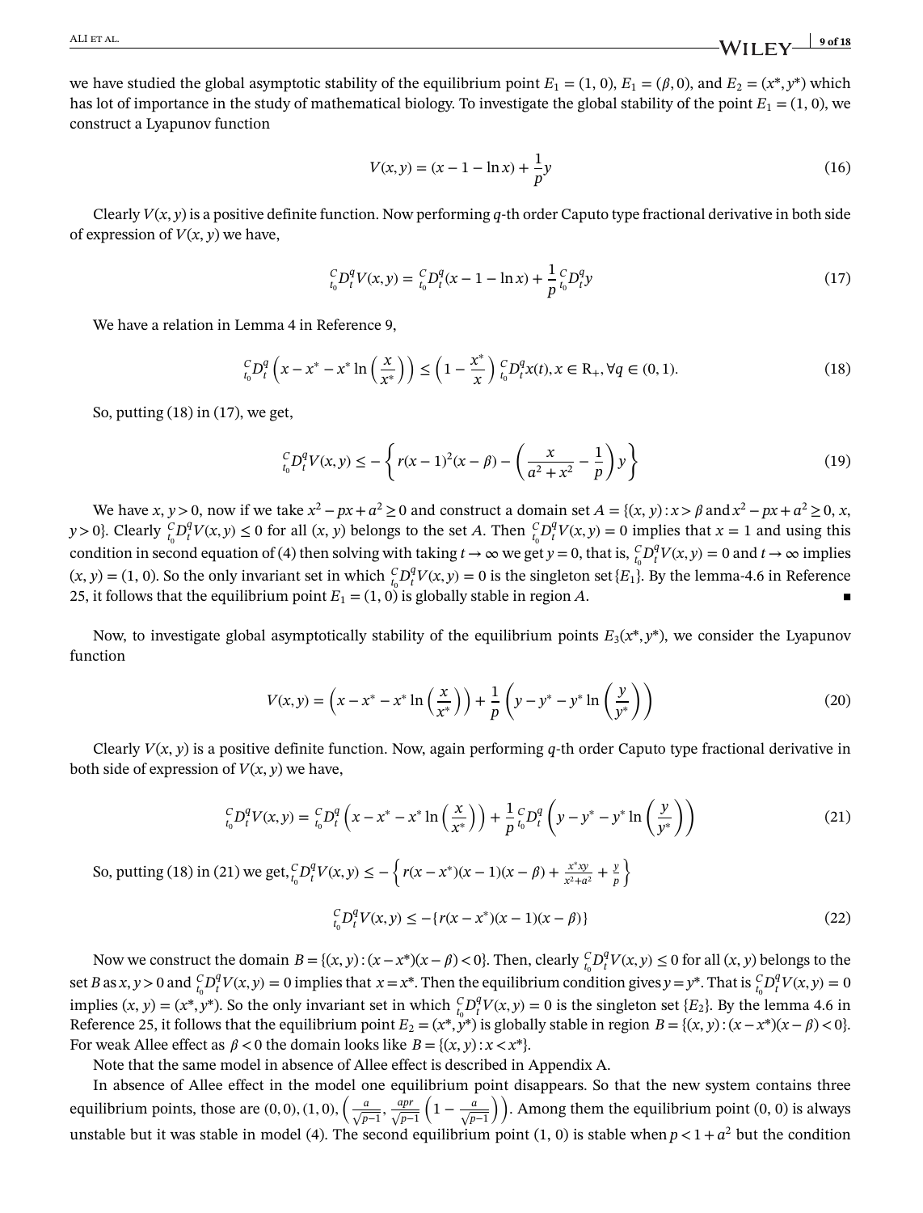we have studied the global asymptotic stability of the equilibrium point $E_1 = (1, 0)$, $E_1 = (\beta, 0)$, and $E_2 = (x^*, y^*)$ which has lot of importance in the study of mathematical biology. To investigate the global stability of the point $E_1 = (1, 0)$, we construct a Lyapunov function

$$V(x, y) = (x - 1 - \ln x) + \frac{1}{p}y \tag{16}$$

Clearly $V(x, y)$ is a positive definite function. Now performing $q$-th order Caputo type fractional derivative in both side of expression of $V(x, y)$ we have,

$${}_{t_0}^{C}D_t^q V(x, y) = {}_{t_0}^{C}D_t^q (x - 1 - \ln x) + \frac{1}{p} {}_{t_0}^{C}D_t^q y \tag{17}$$

We have a relation in Lemma 4 in Reference 9,

$${}_{t_0}^{C}D_t^q \left( x - x^* - x^* \ln\left(\frac{x}{x^*}\right)\right) \leq \left(1 - \frac{x^*}{x}\right) {}_{t_0}^{C}D_t^q x(t), x \in \mathrm{R}_+, \forall q \in (0, 1). \tag{18}$$

So, putting (18) in (17), we get,

$${}_{t_0}^{C}D_t^q V(x, y) \leq -\left\{ r(x-1)^2(x - \beta) - \left(\frac{x}{a^2 + x^2} - \frac{1}{p}\right) y \right\} \tag{19}$$

We have $x, y > 0$, now if we take $x^2 - px + a^2 \geq 0$ and construct a domain set $A = \{(x, y) : x > \beta \text{ and } x^2 - px + a^2 \geq 0, x, y > 0\}$. Clearly ${}_{t_0}^{C}D_t^q V(x, y) \leq 0$ for all $(x, y)$ belongs to the set $A$. Then ${}_{t_0}^{C}D_t^q V(x, y) = 0$ implies that $x = 1$ and using this condition in second equation of (4) then solving with taking $t \to \infty$ we get $y = 0$, that is, ${}_{t_0}^{C}D_t^q V(x, y) = 0$ and $t \to \infty$ implies $(x, y) = (1, 0)$. So the only invariant set in which ${}_{t_0}^{C}D_t^q V(x, y) = 0$ is the singleton set $\{E_1\}$. By the lemma-4.6 in Reference 25, it follows that the equilibrium point $E_1 = (1, 0)$ is globally stable in region $A$. ■

Now, to investigate global asymptotically stability of the equilibrium points $E_3(x^*, y^*)$, we consider the Lyapunov function

$$V(x, y) = \left(x - x^* - x^* \ln\left(\frac{x}{x^*}\right)\right) + \frac{1}{p}\left(y - y^* - y^* \ln\left(\frac{y}{y^*}\right)\right) \tag{20}$$

Clearly $V(x, y)$ is a positive definite function. Now, again performing $q$-th order Caputo type fractional derivative in both side of expression of $V(x, y)$ we have,

$${}_{t_0}^{C}D_t^q V(x, y) = {}_{t_0}^{C}D_t^q \left(x - x^* - x^* \ln\left(\frac{x}{x^*}\right)\right) + \frac{1}{p} {}_{t_0}^{C}D_t^q \left(y - y^* - y^* \ln\left(\frac{y}{y^*}\right)\right) \tag{21}$$

So, putting (18) in (21) we get, ${}_{t_0}^{C}D_t^q V(x, y) \leq -\left\{ r(x - x^*)(x-1)(x - \beta) + \frac{x^* xy}{x^2 + a^2} + \frac{y}{p} \right\}$

$${}_{t_0}^{C}D_t^q V(x, y) \leq -\{r(x - x^*)(x - 1)(x - \beta)\} \tag{22}$$

Now we construct the domain $B = \{(x, y) : (x - x^*)(x - \beta) < 0\}$. Then, clearly ${}_{t_0}^{C}D_t^q V(x, y) \leq 0$ for all $(x, y)$ belongs to the set $B$ as $x, y > 0$ and ${}_{t_0}^{C}D_t^q V(x, y) = 0$ implies that $x = x^*$. Then the equilibrium condition gives $y = y^*$. That is ${}_{t_0}^{C}D_t^q V(x, y) = 0$ implies $(x, y) = (x^*, y^*)$. So the only invariant set in which ${}_{t_0}^{C}D_t^q V(x, y) = 0$ is the singleton set $\{E_2\}$. By the lemma 4.6 in Reference 25, it follows that the equilibrium point $E_2 = (x^*, y^*)$ is globally stable in region $B = \{(x, y) : (x - x^*)(x - \beta) < 0\}$. For weak Allee effect as $\beta < 0$ the domain looks like $B = \{(x, y) : x < x^*\}$.

Note that the same model in absence of Allee effect is described in Appendix A.

In absence of Allee effect in the model one equilibrium point disappears. So that the new system contains three equilibrium points, those are $(0, 0)$, $(1, 0)$, $\left(\frac{a}{\sqrt{p-1}}, \frac{apr}{\sqrt{p-1}}\left(1 - \frac{a}{\sqrt{p-1}}\right)\right)$. Among them the equilibrium point $(0, 0)$ is always unstable but it was stable in model (4). The second equilibrium point $(1, 0)$ is stable when $p < 1 + a^2$ but the condition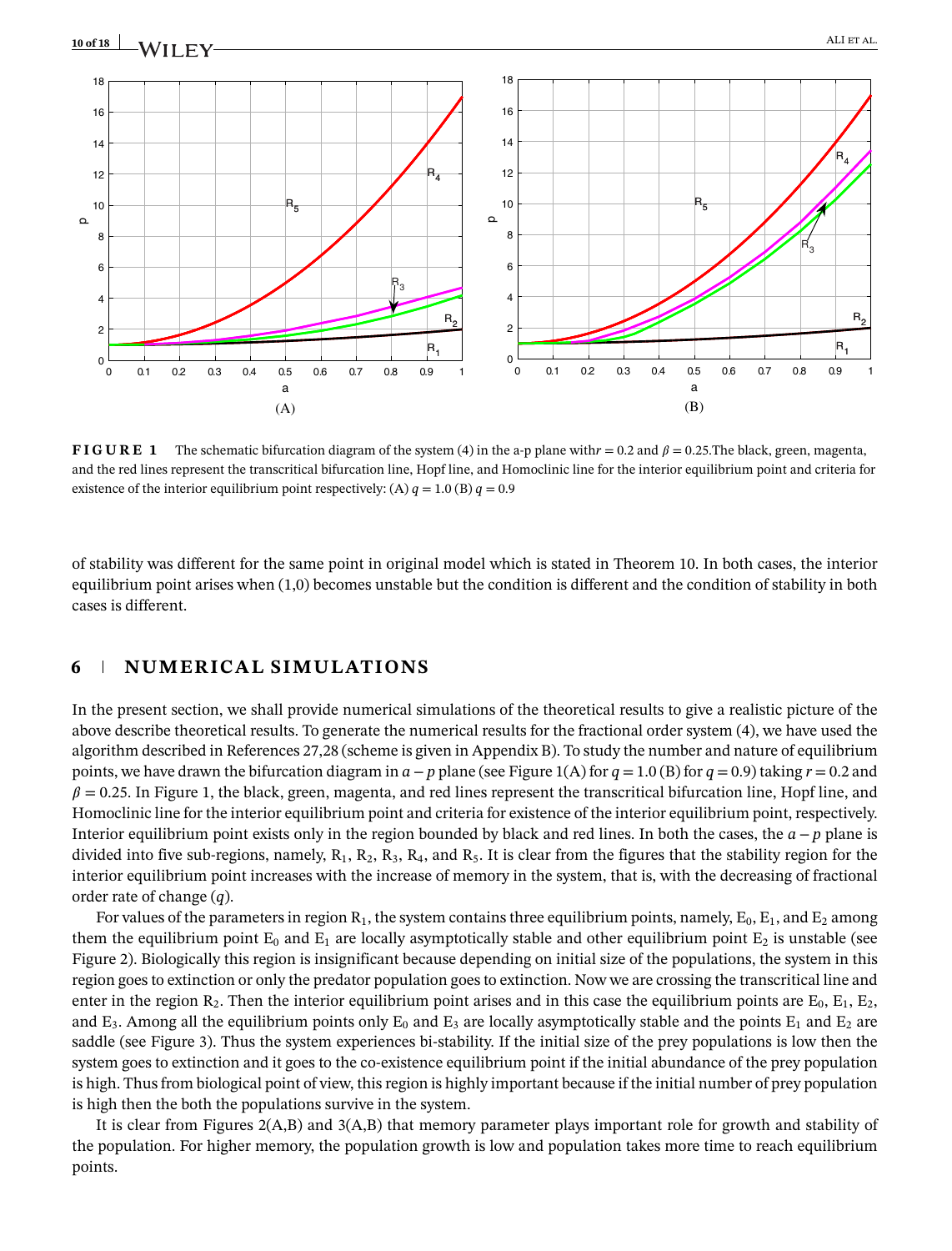**FIGURE 1** The schematic bifurcation diagram of the system (4) in the a-p plane with $r = 0.2$ and $\beta = 0.25$. The black, green, magenta, and the red lines represent the transcritical bifurcation line, Hopf line, and Homoclinic line for the interior equilibrium point and criteria for existence of the interior equilibrium point respectively: (A) $q = 1.0$ (B) $q = 0.9$

of stability was different for the same point in original model which is stated in Theorem 10. In both cases, the interior equilibrium point arises when (1,0) becomes unstable but the condition is different and the condition of stability in both cases is different.

## 6 | NUMERICAL SIMULATIONS

In the present section, we shall provide numerical simulations of the theoretical results to give a realistic picture of the above describe theoretical results. To generate the numerical results for the fractional order system (4), we have used the algorithm described in References 27,28 (scheme is given in Appendix B). To study the number and nature of equilibrium points, we have drawn the bifurcation diagram in $a-p$ plane (see Figure 1(A) for $q = 1.0$ (B) for $q = 0.9$) taking $r = 0.2$ and $\beta = 0.25$. In Figure 1, the black, green, magenta, and red lines represent the transcritical bifurcation line, Hopf line, and Homoclinic line for the interior equilibrium point and criteria for existence of the interior equilibrium point, respectively. Interior equilibrium point exists only in the region bounded by black and red lines. In both the cases, the $a-p$ plane is divided into five sub-regions, namely, $R_1$, $R_2$, $R_3$, $R_4$, and $R_5$. It is clear from the figures that the stability region for the interior equilibrium point increases with the increase of memory in the system, that is, with the decreasing of fractional order rate of change ($q$).

For values of the parameters in region $R_1$, the system contains three equilibrium points, namely, $E_0$, $E_1$, and $E_2$ among them the equilibrium point $E_0$ and $E_1$ are locally asymptotically stable and other equilibrium point $E_2$ is unstable (see Figure 2). Biologically this region is insignificant because depending on initial size of the populations, the system in this region goes to extinction or only the predator population goes to extinction. Now we are crossing the transcritical line and enter in the region $R_2$. Then the interior equilibrium point arises and in this case the equilibrium points are $E_0$, $E_1$, $E_2$, and $E_3$. Among all the equilibrium points only $E_0$ and $E_3$ are locally asymptotically stable and the points $E_1$ and $E_2$ are saddle (see Figure 3). Thus the system experiences bi-stability. If the initial size of the prey populations is low then the system goes to extinction and it goes to the co-existence equilibrium point if the initial abundance of the prey population is high. Thus from biological point of view, this region is highly important because if the initial number of prey population is high then the both the populations survive in the system.

It is clear from Figures 2(A,B) and 3(A,B) that memory parameter plays important role for growth and stability of the population. For higher memory, the population growth is low and population takes more time to reach equilibrium points.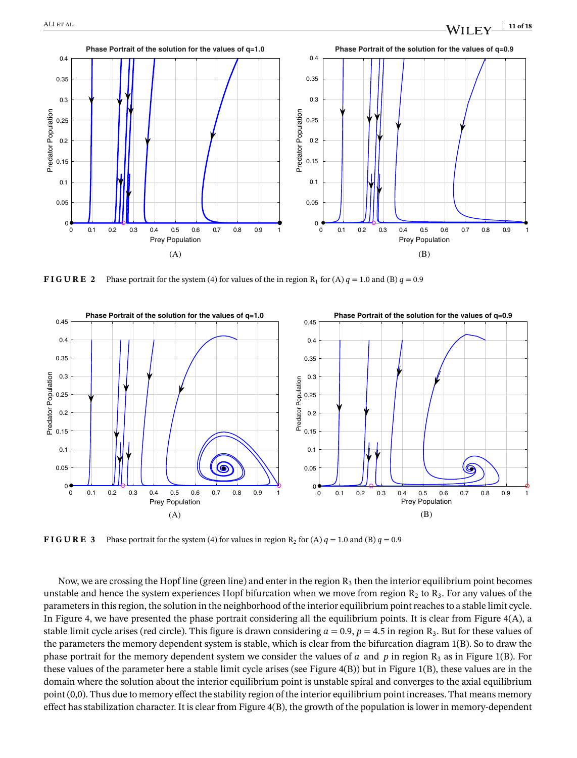**FIGURE 2** Phase portrait for the system (4) for values of the in region $R_1$ for (A) $q = 1.0$ and (B) $q = 0.9$

**FIGURE 3** Phase portrait for the system (4) for values in region $R_2$ for (A) $q = 1.0$ and (B) $q = 0.9$

Now, we are crossing the Hopf line (green line) and enter in the region $R_3$ then the interior equilibrium point becomes unstable and hence the system experiences Hopf bifurcation when we move from region $R_2$ to $R_3$. For any values of the parameters in this region, the solution in the neighborhood of the interior equilibrium point reaches to a stable limit cycle. In Figure 4, we have presented the phase portrait considering all the equilibrium points. It is clear from Figure 4(A), a stable limit cycle arises (red circle). This figure is drawn considering $a = 0.9$, $p = 4.5$ in region $R_3$. But for these values of the parameters the memory dependent system is stable, which is clear from the bifurcation diagram 1(B). So to draw the phase portrait for the memory dependent system we consider the values of $a$ and $p$ in region $R_3$ as in Figure 1(B). For these values of the parameter here a stable limit cycle arises (see Figure 4(B)) but in Figure 1(B), these values are in the domain where the solution about the interior equilibrium point is unstable spiral and converges to the axial equilibrium point (0,0). Thus due to memory effect the stability region of the interior equilibrium point increases. That means memory effect has stabilization character. It is clear from Figure 4(B), the growth of the population is lower in memory-dependent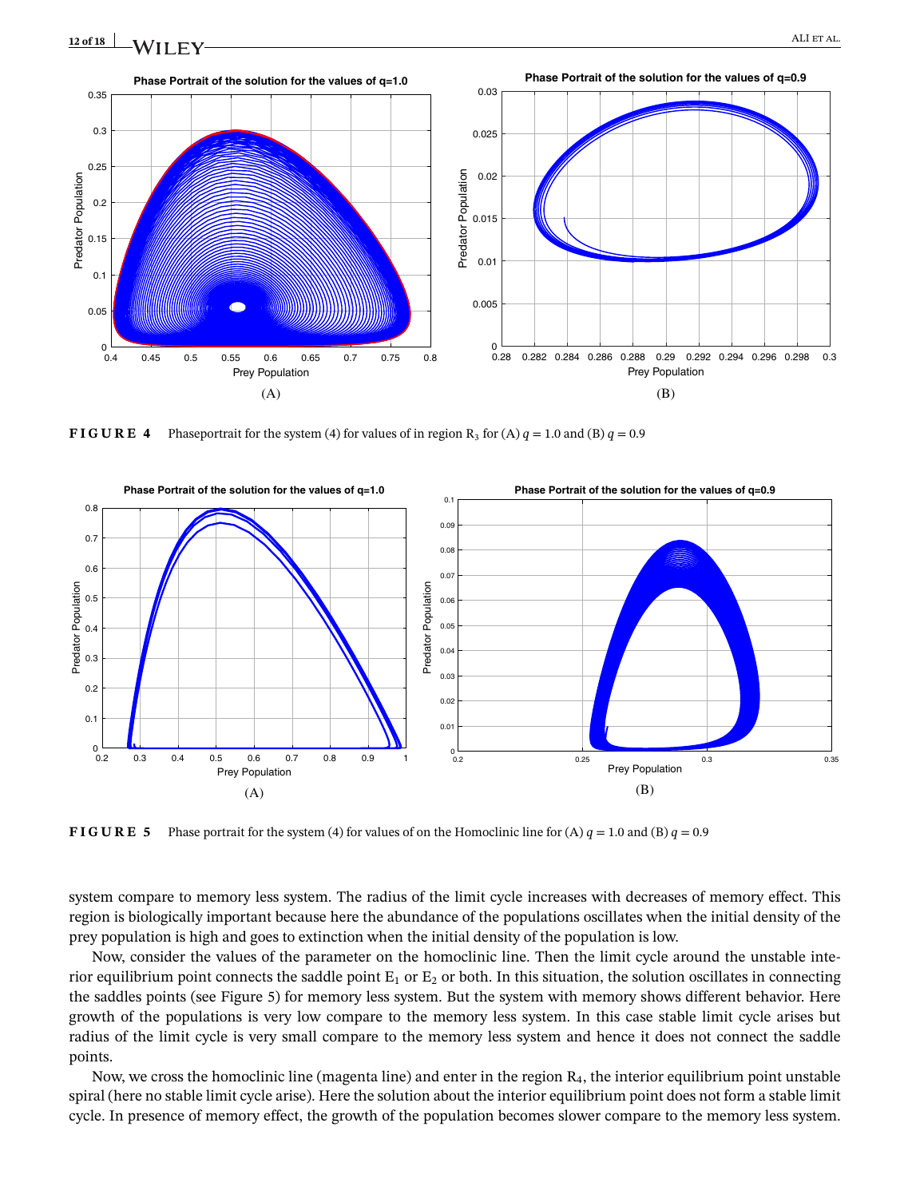**FIGURE 4** Phaseportrait for the system (4) for values of in region $R_3$ for (A) $q = 1.0$ and (B) $q = 0.9$

**FIGURE 5** Phase portrait for the system (4) for values of on the Homoclinic line for (A) $q = 1.0$ and (B) $q = 0.9$

system compare to memory less system. The radius of the limit cycle increases with decreases of memory effect. This region is biologically important because here the abundance of the populations oscillates when the initial density of the prey population is high and goes to extinction when the initial density of the population is low.

Now, consider the values of the parameter on the homoclinic line. Then the limit cycle around the unstable interior equilibrium point connects the saddle point $E_1$ or $E_2$ or both. In this situation, the solution oscillates in connecting the saddles points (see Figure 5) for memory less system. But the system with memory shows different behavior. Here growth of the populations is very low compare to the memory less system. In this case stable limit cycle arises but radius of the limit cycle is very small compare to the memory less system and hence it does not connect the saddle points.

Now, we cross the homoclinic line (magenta line) and enter in the region $R_4$, the interior equilibrium point unstable spiral (here no stable limit cycle arise). Here the solution about the interior equilibrium point does not form a stable limit cycle. In presence of memory effect, the growth of the population becomes slower compare to the memory less system.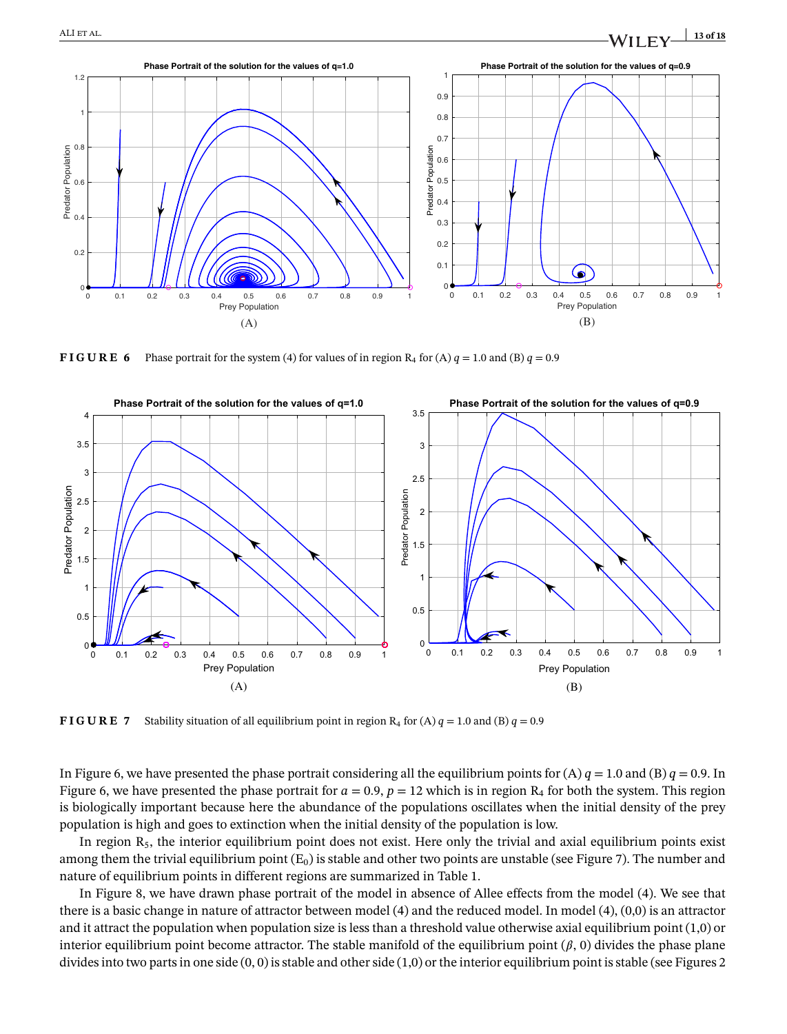**FIGURE 6** Phase portrait for the system (4) for values of in region $R_4$ for (A) $q = 1.0$ and (B) $q = 0.9$

**FIGURE 7** Stability situation of all equilibrium point in region $R_4$ for (A) $q = 1.0$ and (B) $q = 0.9$

In Figure 6, we have presented the phase portrait considering all the equilibrium points for (A) $q = 1.0$ and (B) $q = 0.9$. In Figure 6, we have presented the phase portrait for $a = 0.9$, $p = 12$ which is in region $R_4$ for both the system. This region is biologically important because here the abundance of the populations oscillates when the initial density of the prey population is high and goes to extinction when the initial density of the population is low.

In region $R_5$, the interior equilibrium point does not exist. Here only the trivial and axial equilibrium points exist among them the trivial equilibrium point ($E_0$) is stable and other two points are unstable (see Figure 7). The number and nature of equilibrium points in different regions are summarized in Table 1.

In Figure 8, we have drawn phase portrait of the model in absence of Allee effects from the model (4). We see that there is a basic change in nature of attractor between model (4) and the reduced model. In model (4), (0,0) is an attractor and it attract the population when population size is less than a threshold value otherwise axial equilibrium point (1,0) or interior equilibrium point become attractor. The stable manifold of the equilibrium point $(\beta, 0)$ divides the phase plane divides into two parts in one side $(0, 0)$ is stable and other side (1,0) or the interior equilibrium point is stable (see Figures 2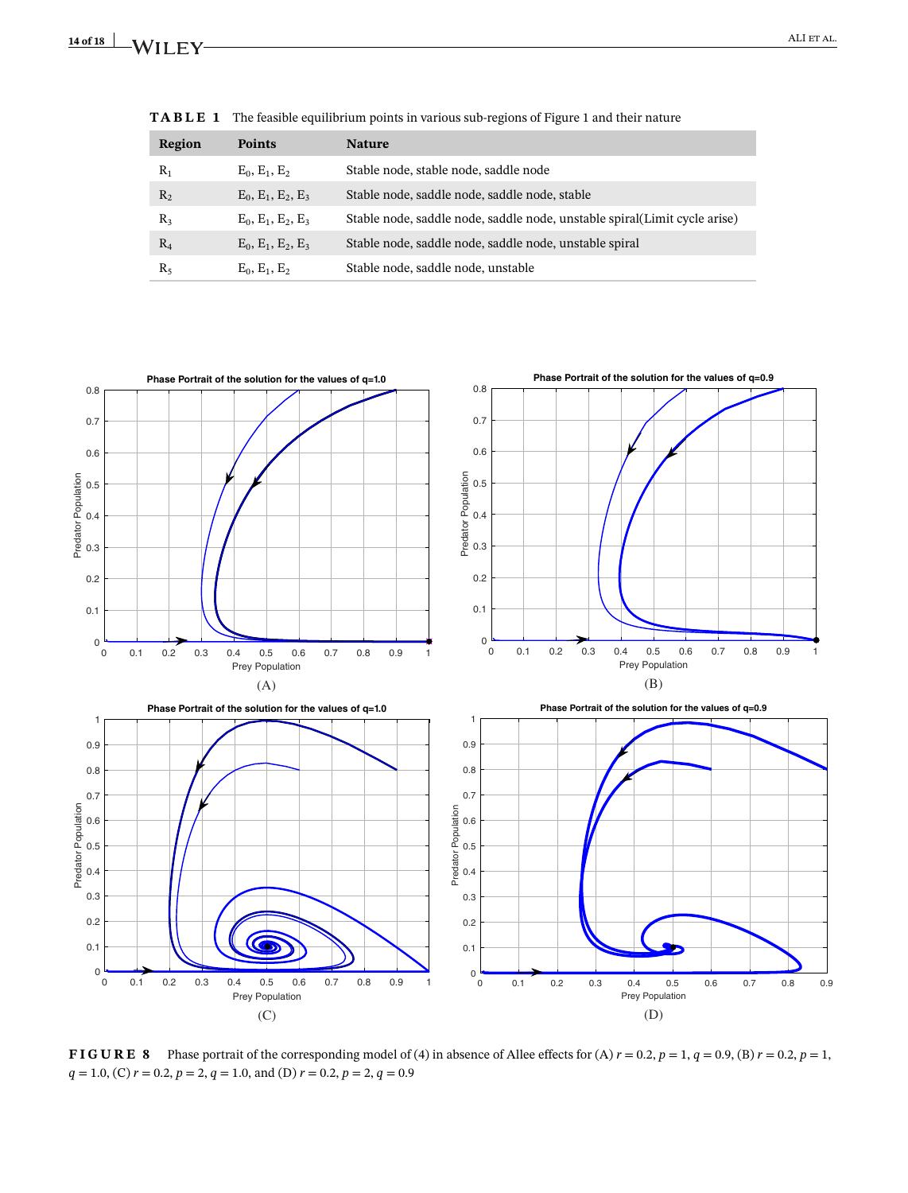**TABLE 1** The feasible equilibrium points in various sub-regions of Figure 1 and their nature

| Region | Points | Nature |
|---|---|---|
| $R_1$ | $E_0$, $E_1$, $E_2$ | Stable node, stable node, saddle node |
| $R_2$ | $E_0$, $E_1$, $E_2$, $E_3$ | Stable node, saddle node, saddle node, stable |
| $R_3$ | $E_0$, $E_1$, $E_2$, $E_3$ | Stable node, saddle node, saddle node, unstable spiral(Limit cycle arise) |
| $R_4$ | $E_0$, $E_1$, $E_2$, $E_3$ | Stable node, saddle node, saddle node, unstable spiral |
| $R_5$ | $E_0$, $E_1$, $E_2$ | Stable node, saddle node, unstable |

**FIGURE 8** Phase portrait of the corresponding model of (4) in absence of Allee effects for (A) $r = 0.2$, $p = 1$, $q = 0.9$, (B) $r = 0.2$, $p = 1$, $q = 1.0$, (C) $r = 0.2$, $p = 2$, $q = 1.0$, and (D) $r = 0.2$, $p = 2$, $q = 0.9$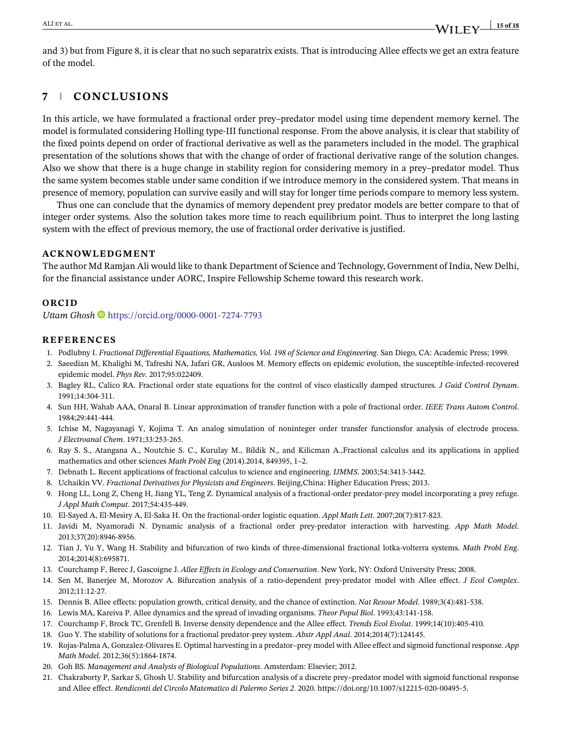and 3) but from Figure 8, it is clear that no such separatrix exists. That is introducing Allee effects we get an extra feature of the model.

## 7 | CONCLUSIONS

In this article, we have formulated a fractional order prey–predator model using time dependent memory kernel. The model is formulated considering Holling type-III functional response. From the above analysis, it is clear that stability of the fixed points depend on order of fractional derivative as well as the parameters included in the model. The graphical presentation of the solutions shows that with the change of order of fractional derivative range of the solution changes. Also we show that there is a huge change in stability region for considering memory in a prey–predator model. Thus the same system becomes stable under same condition if we introduce memory in the considered system. That means in presence of memory, population can survive easily and will stay for longer time periods compare to memory less system.

Thus one can conclude that the dynamics of memory dependent prey predator models are better compare to that of integer order systems. Also the solution takes more time to reach equilibrium point. Thus to interpret the long lasting system with the effect of previous memory, the use of fractional order derivative is justified.

### ACKNOWLEDGMENT

The author Md Ramjan Ali would like to thank Department of Science and Technology, Government of India, New Delhi, for the financial assistance under AORC, Inspire Fellowship Scheme toward this research work.

### ORCID

*Uttam Ghosh* https://orcid.org/0000-0001-7274-7793

### REFERENCES

1. Podlubny I. *Fractional Differential Equations, Mathematics, Vol. 198 of Science and Engineering*. San Diego, CA: Academic Press; 1999.
2. Saeedian M, Khalighi M, Tafreshi NA, Jafari GR, Ausloos M. Memory effects on epidemic evolution, the susceptible-infected-recovered epidemic model. *Phys Rev*. 2017;95:022409.
3. Bagley RL, Calico RA. Fractional order state equations for the control of visco elastically damped structures. *J Guid Control Dynam*. 1991;14:304-311.
4. Sun HH, Wahab AAA, Onaral B. Linear approximation of transfer function with a pole of fractional order. *IEEE Trans Autom Control*. 1984;29:441-444.
5. Ichise M, Nagayanagi Y, Kojima T. An analog simulation of noninteger order transfer functionsfor analysis of electrode process. *J Electroanal Chem*. 1971;33:253-265.
6. Ray S. S., Atangana A., Noutchie S. C., Kurulay M., Bildik N., and Kilicman A.,Fractional calculus and its applications in applied mathematics and other sciences *Math Probl Eng* (2014).2014, 849395, 1–2.
7. Debnath L. Recent applications of fractional calculus to science and engineering. *IJMMS*. 2003;54:3413-3442.
8. Uchaikin VV. *Fractional Derivatives for Physicists and Engineers*. Beijing,China: Higher Education Press; 2013.
9. Hong LL, Long Z, Cheng H, Jiang YL, Teng Z. Dynamical analysis of a fractional-order predator-prey model incorporating a prey refuge. *J Appl Math Comput*. 2017;54:435-449.
10. El-Sayed A, El-Mesiry A, El-Saka H. On the fractional-order logistic equation. *Appl Math Lett*. 2007;20(7):817-823.
11. Javidi M, Nyamoradi N. Dynamic analysis of a fractional order prey-predator interaction with harvesting. *App Math Model*. 2013;37(20):8946-8956.
12. Tian J, Yu Y, Wang H. Stability and bifurcation of two kinds of three-dimensional fractional lotka-volterra systems. *Math Probl Eng*. 2014;2014(8):695871.
13. Courchamp F, Berec J, Gascoigne J. *Allee Effects in Ecology and Conservation*. New York, NY: Oxford University Press; 2008.
14. Sen M, Banerjee M, Morozov A. Bifurcation analysis of a ratio-dependent prey-predator model with Allee effect. *J Ecol Complex*. 2012;11:12-27.
15. Dennis B. Allee effects: population growth, critical density, and the chance of extinction. *Nat Resour Model*. 1989;3(4):481-538.
16. Lewis MA, Kareiva P. Allee dynamics and the spread of invading organisms. *Theor Popul Biol*. 1993;43:141-158.
17. Courchamp F, Brock TC, Grenfell B. Inverse density dependence and the Allee effect. *Trends Ecol Evolut*. 1999;14(10):405-410.
18. Guo Y. The stability of solutions for a fractional predator-prey system. *Abstr Appl Anal*. 2014;2014(7):124145.
19. Rojas-Palma A, Gonzalez-Olivares E. Optimal harvesting in a predator–prey model with Allee effect and sigmoid functional response. *App Math Model*. 2012;36(5):1864-1874.
20. Goh BS. *Management and Analysis of Biological Populations*. Amsterdam: Elsevier; 2012.
21. Chakraborty P, Sarkar S, Ghosh U. Stability and bifurcation analysis of a discrete prey–predator model with sigmoid functional response and Allee effect. *Rendiconti del Circolo Matematico di Palermo Series 2*. 2020. https://doi.org/10.1007/s12215-020-00495-5.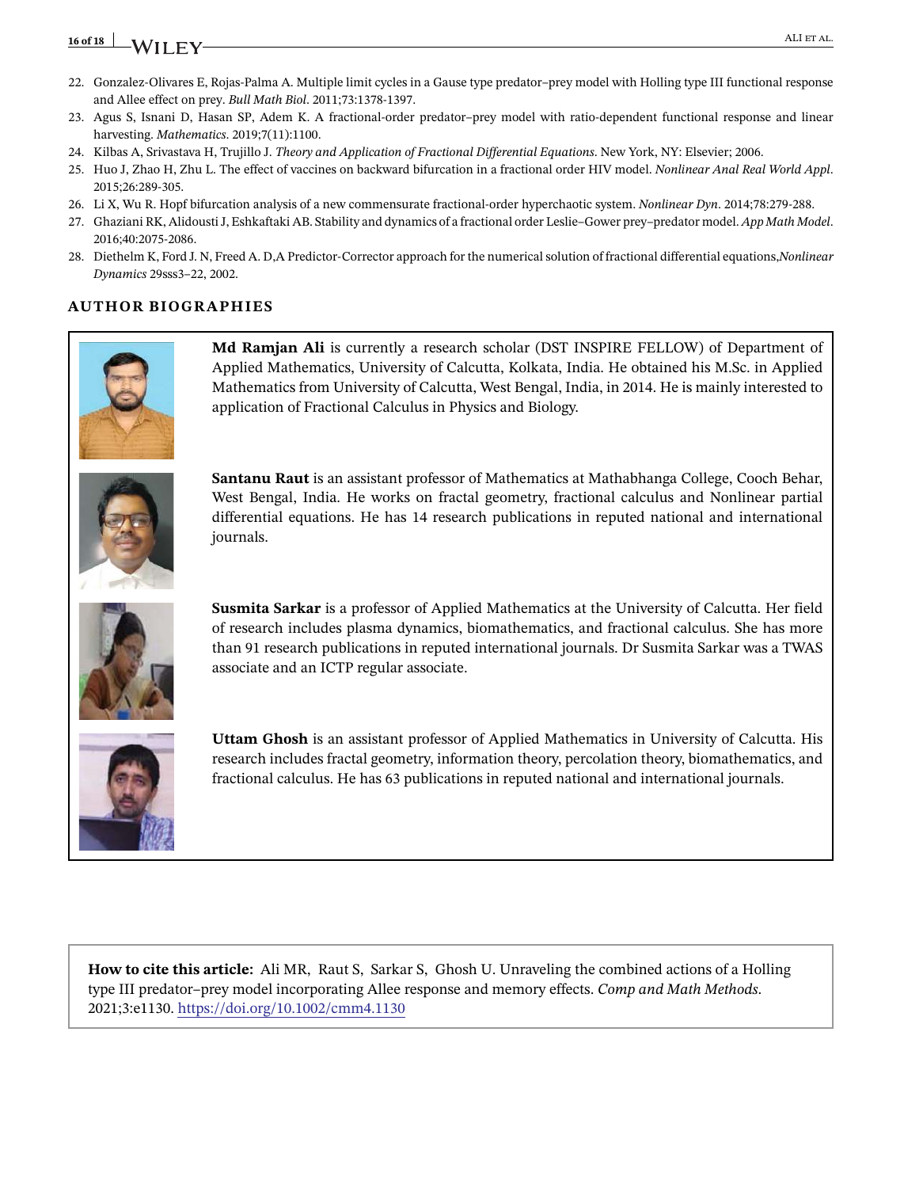22. Gonzalez-Olivares E, Rojas-Palma A. Multiple limit cycles in a Gause type predator–prey model with Holling type III functional response and Allee effect on prey. *Bull Math Biol*. 2011;73:1378-1397.
23. Agus S, Isnani D, Hasan SP, Adem K. A fractional-order predator–prey model with ratio-dependent functional response and linear harvesting. *Mathematics*. 2019;7(11):1100.
24. Kilbas A, Srivastava H, Trujillo J. *Theory and Application of Fractional Differential Equations*. New York, NY: Elsevier; 2006.
25. Huo J, Zhao H, Zhu L. The effect of vaccines on backward bifurcation in a fractional order HIV model. *Nonlinear Anal Real World Appl*. 2015;26:289-305.
26. Li X, Wu R. Hopf bifurcation analysis of a new commensurate fractional-order hyperchaotic system. *Nonlinear Dyn*. 2014;78:279-288.
27. Ghaziani RK, Alidousti J, Eshkaftaki AB. Stability and dynamics of a fractional order Leslie–Gower prey–predator model. *App Math Model*. 2016;40:2075-2086.
28. Diethelm K, Ford J. N, Freed A. D,A Predictor-Corrector approach for the numerical solution of fractional differential equations,*Nonlinear Dynamics* 29sss3–22, 2002.

## AUTHOR BIOGRAPHIES

**Md Ramjan Ali** is currently a research scholar (DST INSPIRE FELLOW) of Department of Applied Mathematics, University of Calcutta, Kolkata, India. He obtained his M.Sc. in Applied Mathematics from University of Calcutta, West Bengal, India, in 2014. He is mainly interested to application of Fractional Calculus in Physics and Biology.

**Santanu Raut** is an assistant professor of Mathematics at Mathabhanga College, Cooch Behar, West Bengal, India. He works on fractal geometry, fractional calculus and Nonlinear partial differential equations. He has 14 research publications in reputed national and international journals.

**Susmita Sarkar** is a professor of Applied Mathematics at the University of Calcutta. Her field of research includes plasma dynamics, biomathematics, and fractional calculus. She has more than 91 research publications in reputed international journals. Dr Susmita Sarkar was a TWAS associate and an ICTP regular associate.

**Uttam Ghosh** is an assistant professor of Applied Mathematics in University of Calcutta. His research includes fractal geometry, information theory, percolation theory, biomathematics, and fractional calculus. He has 63 publications in reputed national and international journals.

**How to cite this article:** Ali MR, Raut S, Sarkar S, Ghosh U. Unraveling the combined actions of a Holling type III predator–prey model incorporating Allee response and memory effects. *Comp and Math Methods*. 2021;3:e1130. https://doi.org/10.1002/cmm4.1130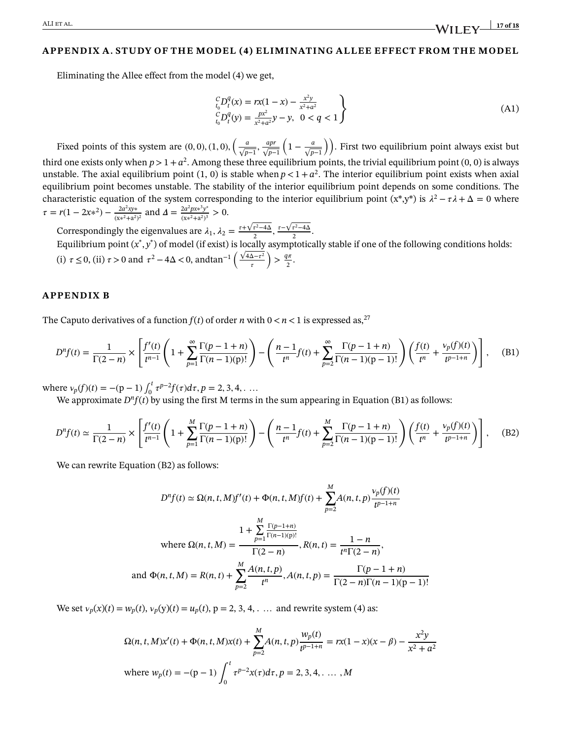## APPENDIX A. STUDY OF THE MODEL (4) ELIMINATING ALLEE EFFECT FROM THE MODEL

Eliminating the Allee effect from the model (4) we get,

$$\left.\begin{array}{l} {}_{t_0}^{C}D_t^q(x) = rx(1-x) - \frac{x^2 y}{x^2+a^2} \\ {}_{t_0}^{C}D_t^q(y) = \frac{px^2}{x^2+a^2}y - y, \quad 0 < q < 1 \end{array}\right\} \tag{A1}$$

Fixed points of this system are $(0,0), (1,0), \left(\frac{a}{\sqrt{p-1}}, \frac{apr}{\sqrt{p-1}}\left(1 - \frac{a}{\sqrt{p-1}}\right)\right)$. First two equilibrium point always exist but third one exists only when $p > 1 + a^2$. Among these three equilibrium points, the trivial equilibrium point (0, 0) is always unstable. The axial equilibrium point (1, 0) is stable when $p < 1 + a^2$. The interior equilibrium point exists when axial equilibrium point becomes unstable. The stability of the interior equilibrium point depends on some conditions. The characteristic equation of the system corresponding to the interior equilibrium point $(x^*, y^*)$ is $\lambda^2 - \tau\lambda + \Delta = 0$ where $\tau = r(1 - 2x^{*2}) - \frac{2a^2 x y^*}{(x^{*2}+a^2)^2}$ and $\Delta = \frac{2a^2 p x^{*3} y^*}{(x^{*2}+a^2)^3} > 0$.

Correspondingly the eigenvalues are $\lambda_1, \lambda_2 = \frac{\tau + \sqrt{\tau^2 - 4\Delta}}{2}, \frac{\tau - \sqrt{\tau^2 - 4\Delta}}{2}$.

Equilibrium point $(x^*, y^*)$ of model (if exist) is locally asymptotically stable if one of the following conditions holds: (i) $\tau \le 0$, (ii) $\tau > 0$ and $\tau^2 - 4\Delta < 0$, and $\tan^{-1}\left(\frac{\sqrt{4\Delta - \tau^2}}{\tau}\right) > \frac{q\pi}{2}$.

## APPENDIX B

The Caputo derivatives of a function $f(t)$ of order $n$ with $0 < n < 1$ is expressed as,[27]

$$D^n f(t) = \frac{1}{\Gamma(2-n)} \times \left[ \frac{f'(t)}{t^{n-1}} \left( 1 + \sum_{p=1}^{\infty} \frac{\Gamma(p-1+n)}{\Gamma(n-1)(p)!} \right) - \left( \frac{n-1}{t^n} f(t) + \sum_{p=2}^{\infty} \frac{\Gamma(p-1+n)}{\Gamma(n-1)(p-1)!} \right) \left( \frac{f(t)}{t^n} + \frac{v_p(f)(t)}{t^{p-1+n}} \right) \right], \tag{B1}$$

where $v_p(f)(t) = -(p-1)\int_0^t \tau^{p-2} f(\tau) d\tau, p = 2, 3, 4, \dots$

We approximate $D^n f(t)$ by using the first M terms in the sum appearing in Equation (B1) as follows:

$$D^n f(t) \simeq \frac{1}{\Gamma(2-n)} \times \left[ \frac{f'(t)}{t^{n-1}} \left( 1 + \sum_{p=1}^{M} \frac{\Gamma(p-1+n)}{\Gamma(n-1)(p)!} \right) - \left( \frac{n-1}{t^n} f(t) + \sum_{p=2}^{M} \frac{\Gamma(p-1+n)}{\Gamma(n-1)(p-1)!} \right) \left( \frac{f(t)}{t^n} + \frac{v_p(f)(t)}{t^{p-1+n}} \right) \right], \tag{B2}$$

We can rewrite Equation (B2) as follows:

$$D^n f(t) \simeq \Omega(n,t,M) f'(t) + \Phi(n,t,M) f(t) + \sum_{p=2}^{M} A(n,t,p) \frac{v_p(f)(t)}{t^{p-1+n}}$$

$$\text{where } \Omega(n,t,M) = \frac{1 + \sum_{p=1}^{M} \frac{\Gamma(p-1+n)}{\Gamma(n-1)(p)!}}{\Gamma(2-n)}, R(n,t) = \frac{1-n}{t^n \Gamma(2-n)},$$

$$\text{and } \Phi(n,t,M) = R(n,t) + \sum_{p=2}^{M} \frac{A(n,t,p)}{t^n}, A(n,t,p) = \frac{\Gamma(p-1+n)}{\Gamma(2-n)\Gamma(n-1)(p-1)!}$$

We set $v_p(x)(t) = w_p(t)$, $v_p(y)(t) = u_p(t)$, $p = 2, 3, 4, \dots$ and rewrite system (4) as:

$$\Omega(n,t,M) x'(t) + \Phi(n,t,M) x(t) + \sum_{p=2}^{M} A(n,t,p) \frac{w_p(t)}{t^{p-1+n}} = rx(1-x)(x-\beta) - \frac{x^2 y}{x^2 + a^2}$$

$$\text{where } w_p(t) = -(p-1)\int_0^t \tau^{p-2} x(\tau) d\tau, p = 2, 3, 4, \dots, M$$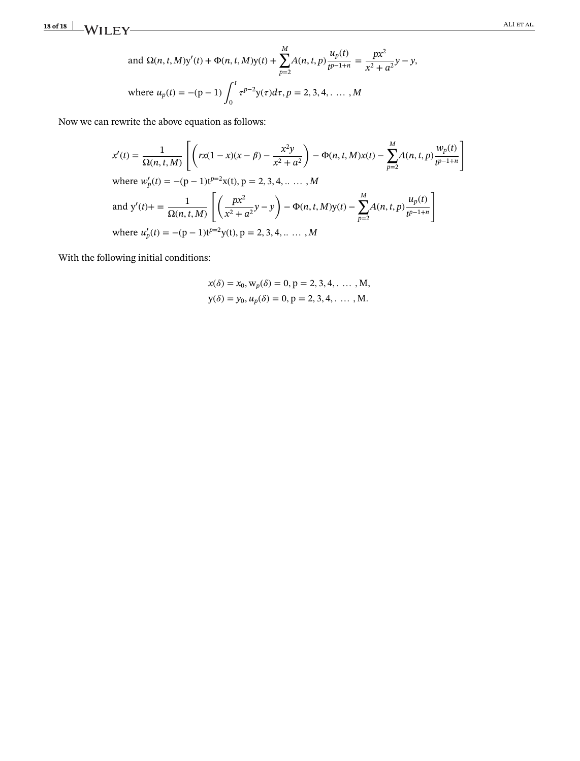$$\text{and } \Omega(n,t,M)\mathrm{y}'(t) + \Phi(n,t,M)\mathrm{y}(t) + \sum_{p=2}^{M} A(n,t,p)\frac{u_p(t)}{t^{p-1+n}} = \frac{px^2}{x^2+a^2}y - y,$$

$$\text{where } u_p(t) = -(\mathrm{p}-1)\int_0^t \tau^{p-2}\mathrm{y}(\tau)d\tau, p = 2,3,4,. \dots ,M$$

Now we can rewrite the above equation as follows:

$$x'(t) = \frac{1}{\Omega(n,t,M)}\left[\left(rx(1-x)(x-\beta) - \frac{x^2y}{x^2+a^2}\right) - \Phi(n,t,M)x(t) - \sum_{p=2}^{M} A(n,t,p)\frac{w_p(t)}{t^{p-1+n}}\right]$$

$$\text{where } w_p'(t) = -(\mathrm{p}-1)\mathrm{t}^{p=2}\mathrm{x}(\mathrm{t}), \mathrm{p} = 2,3,4,.. \dots ,M$$

$$\text{and } \mathrm{y}'(t) + = \frac{1}{\Omega(n,t,M)}\left[\left(\frac{px^2}{x^2+a^2}y - y\right) - \Phi(n,t,M)\mathrm{y}(t) - \sum_{p=2}^{M} A(n,t,p)\frac{u_p(t)}{t^{p-1+n}}\right]$$

$$\text{where } u_p'(t) = -(\mathrm{p}-1)\mathrm{t}^{p=2}\mathrm{y}(\mathrm{t}), \mathrm{p} = 2,3,4,.. \dots ,M$$

With the following initial conditions:

$$x(\delta) = x_0, \mathrm{w}_p(\delta) = 0, \mathrm{p} = 2,3,4,. \dots ,\mathrm{M},$$
$$\mathrm{y}(\delta) = y_0, u_p(\delta) = 0, \mathrm{p} = 2,3,4,. \dots ,\mathrm{M}.$$